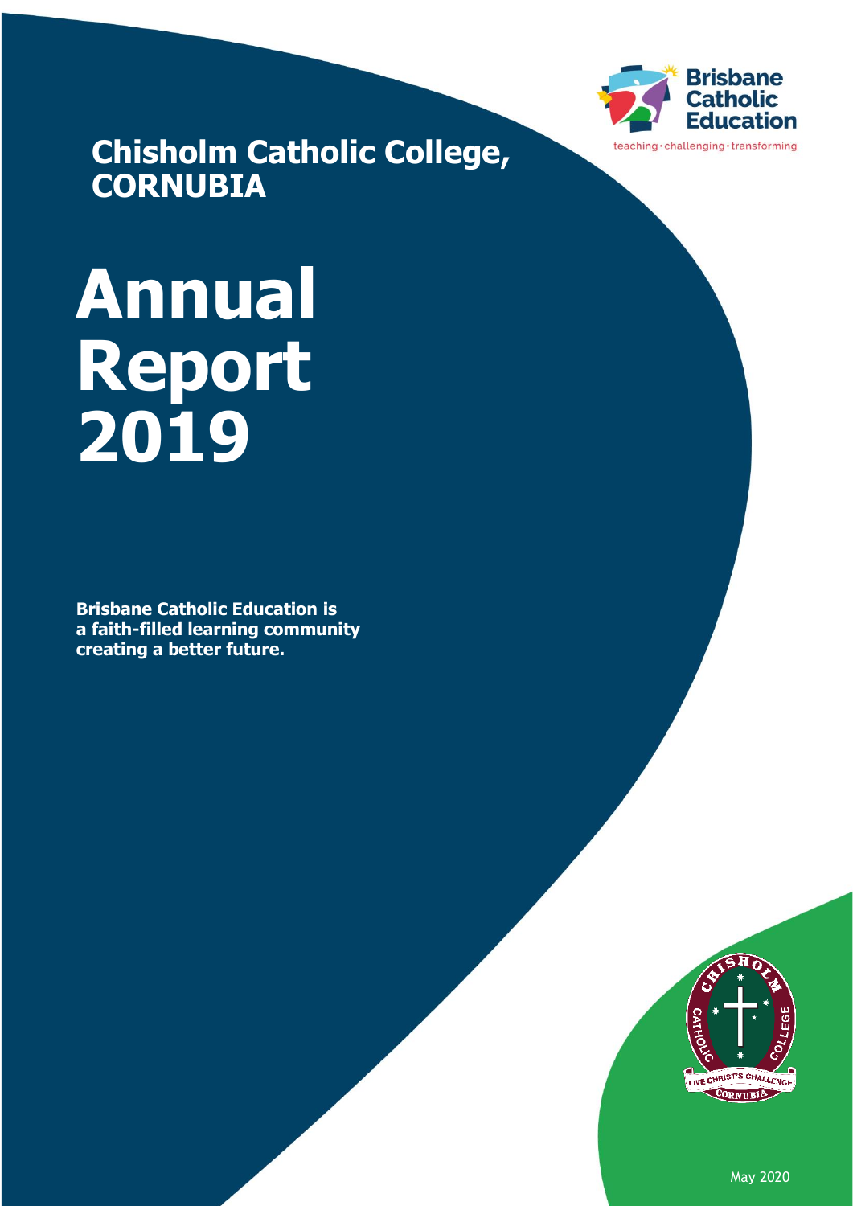Brisbane Catholic Education

teaching · challenging · transforming

## Chisholm Catholic College, CORNUBIA

# Annual Report 2019

**Brisbane Catholic Education is a faith-filled learning community creating a better future.**

CHISHOLM CATHOLIC COLLEGE

LIVE CHRIST'S CHALLENGE

CORNUBIA

May 2020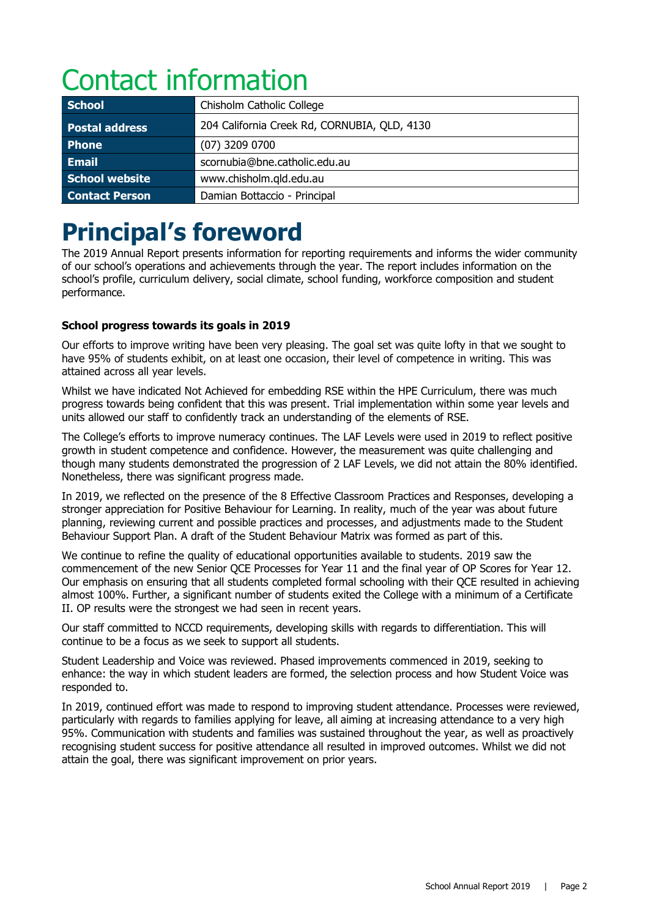# Contact information

| School | Chisholm Catholic College |
|---|---|
| Postal address | 204 California Creek Rd, CORNUBIA, QLD, 4130 |
| Phone | (07) 3209 0700 |
| Email | scornubia@bne.catholic.edu.au |
| School website | www.chisholm.qld.edu.au |
| Contact Person | Damian Bottaccio - Principal |

# Principal's foreword

The 2019 Annual Report presents information for reporting requirements and informs the wider community of our school's operations and achievements through the year. The report includes information on the school's profile, curriculum delivery, social climate, school funding, workforce composition and student performance.

### School progress towards its goals in 2019

Our efforts to improve writing have been very pleasing. The goal set was quite lofty in that we sought to have 95% of students exhibit, on at least one occasion, their level of competence in writing. This was attained across all year levels.

Whilst we have indicated Not Achieved for embedding RSE within the HPE Curriculum, there was much progress towards being confident that this was present. Trial implementation within some year levels and units allowed our staff to confidently track an understanding of the elements of RSE.

The College's efforts to improve numeracy continues. The LAF Levels were used in 2019 to reflect positive growth in student competence and confidence. However, the measurement was quite challenging and though many students demonstrated the progression of 2 LAF Levels, we did not attain the 80% identified. Nonetheless, there was significant progress made.

In 2019, we reflected on the presence of the 8 Effective Classroom Practices and Responses, developing a stronger appreciation for Positive Behaviour for Learning. In reality, much of the year was about future planning, reviewing current and possible practices and processes, and adjustments made to the Student Behaviour Support Plan. A draft of the Student Behaviour Matrix was formed as part of this.

We continue to refine the quality of educational opportunities available to students. 2019 saw the commencement of the new Senior QCE Processes for Year 11 and the final year of OP Scores for Year 12. Our emphasis on ensuring that all students completed formal schooling with their QCE resulted in achieving almost 100%. Further, a significant number of students exited the College with a minimum of a Certificate II. OP results were the strongest we had seen in recent years.

Our staff committed to NCCD requirements, developing skills with regards to differentiation. This will continue to be a focus as we seek to support all students.

Student Leadership and Voice was reviewed. Phased improvements commenced in 2019, seeking to enhance: the way in which student leaders are formed, the selection process and how Student Voice was responded to.

In 2019, continued effort was made to respond to improving student attendance. Processes were reviewed, particularly with regards to families applying for leave, all aiming at increasing attendance to a very high 95%. Communication with students and families was sustained throughout the year, as well as proactively recognising student success for positive attendance all resulted in improved outcomes. Whilst we did not attain the goal, there was significant improvement on prior years.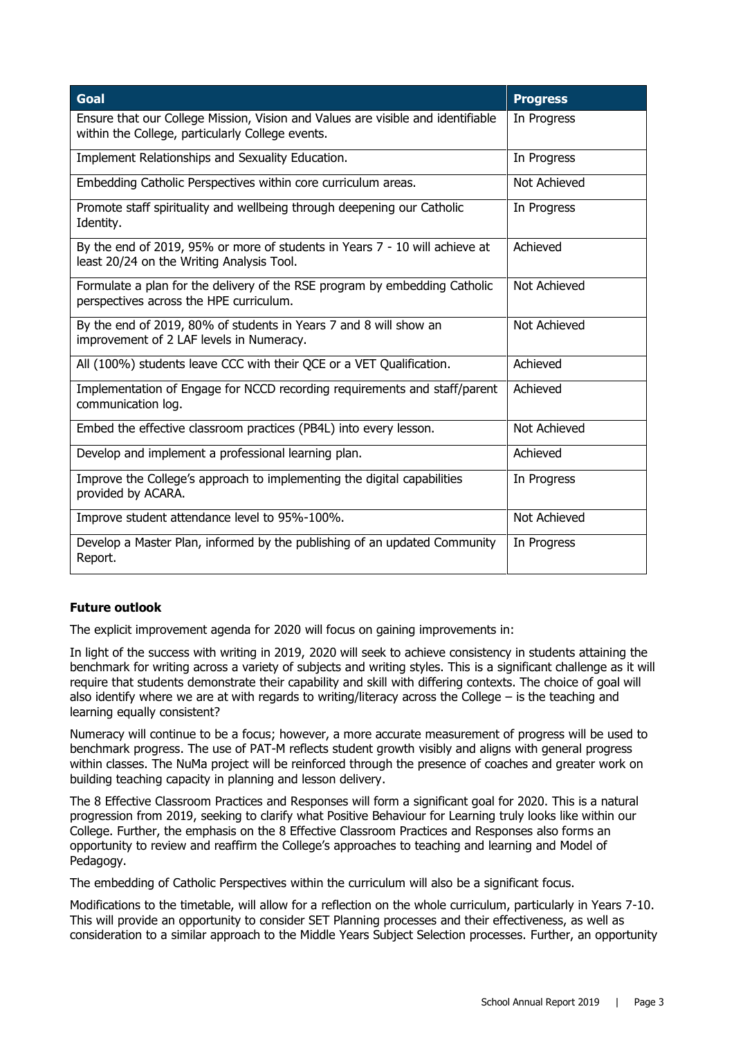| Goal | Progress |
| --- | --- |
| Ensure that our College Mission, Vision and Values are visible and identifiable within the College, particularly College events. | In Progress |
| Implement Relationships and Sexuality Education. | In Progress |
| Embedding Catholic Perspectives within core curriculum areas. | Not Achieved |
| Promote staff spirituality and wellbeing through deepening our Catholic Identity. | In Progress |
| By the end of 2019, 95% or more of students in Years 7 - 10 will achieve at least 20/24 on the Writing Analysis Tool. | Achieved |
| Formulate a plan for the delivery of the RSE program by embedding Catholic perspectives across the HPE curriculum. | Not Achieved |
| By the end of 2019, 80% of students in Years 7 and 8 will show an improvement of 2 LAF levels in Numeracy. | Not Achieved |
| All (100%) students leave CCC with their QCE or a VET Qualification. | Achieved |
| Implementation of Engage for NCCD recording requirements and staff/parent communication log. | Achieved |
| Embed the effective classroom practices (PB4L) into every lesson. | Not Achieved |
| Develop and implement a professional learning plan. | Achieved |
| Improve the College's approach to implementing the digital capabilities provided by ACARA. | In Progress |
| Improve student attendance level to 95%-100%. | Not Achieved |
| Develop a Master Plan, informed by the publishing of an updated Community Report. | In Progress |

**Future outlook**

The explicit improvement agenda for 2020 will focus on gaining improvements in:

In light of the success with writing in 2019, 2020 will seek to achieve consistency in students attaining the benchmark for writing across a variety of subjects and writing styles. This is a significant challenge as it will require that students demonstrate their capability and skill with differing contexts. The choice of goal will also identify where we are at with regards to writing/literacy across the College – is the teaching and learning equally consistent?

Numeracy will continue to be a focus; however, a more accurate measurement of progress will be used to benchmark progress. The use of PAT-M reflects student growth visibly and aligns with general progress within classes. The NuMa project will be reinforced through the presence of coaches and greater work on building teaching capacity in planning and lesson delivery.

The 8 Effective Classroom Practices and Responses will form a significant goal for 2020. This is a natural progression from 2019, seeking to clarify what Positive Behaviour for Learning truly looks like within our College. Further, the emphasis on the 8 Effective Classroom Practices and Responses also forms an opportunity to review and reaffirm the College's approaches to teaching and learning and Model of Pedagogy.

The embedding of Catholic Perspectives within the curriculum will also be a significant focus.

Modifications to the timetable, will allow for a reflection on the whole curriculum, particularly in Years 7-10. This will provide an opportunity to consider SET Planning processes and their effectiveness, as well as consideration to a similar approach to the Middle Years Subject Selection processes. Further, an opportunity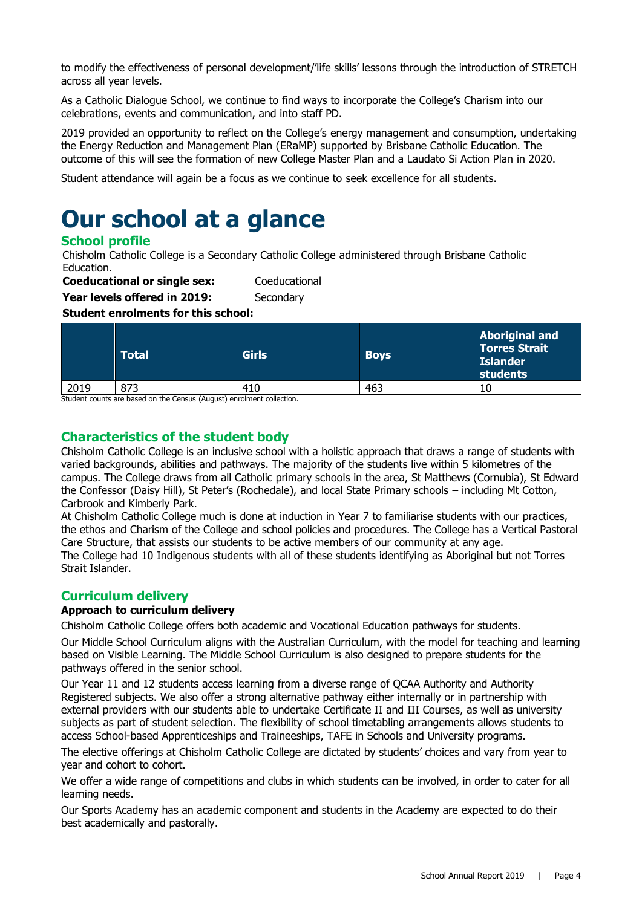to modify the effectiveness of personal development/'life skills' lessons through the introduction of STRETCH across all year levels.

As a Catholic Dialogue School, we continue to find ways to incorporate the College's Charism into our celebrations, events and communication, and into staff PD.

2019 provided an opportunity to reflect on the College's energy management and consumption, undertaking the Energy Reduction and Management Plan (ERaMP) supported by Brisbane Catholic Education. The outcome of this will see the formation of new College Master Plan and a Laudato Si Action Plan in 2020.

Student attendance will again be a focus as we continue to seek excellence for all students.

# Our school at a glance

## School profile

Chisholm Catholic College is a Secondary Catholic College administered through Brisbane Catholic Education.

**Coeducational or single sex:** Coeducational

**Year levels offered in 2019:** Secondary

**Student enrolments for this school:**

| | Total | Girls | Boys | Aboriginal and Torres Strait Islander students |
|---|---|---|---|---|
| 2019 | 873 | 410 | 463 | 10 |

Student counts are based on the Census (August) enrolment collection.

## Characteristics of the student body

Chisholm Catholic College is an inclusive school with a holistic approach that draws a range of students with varied backgrounds, abilities and pathways. The majority of the students live within 5 kilometres of the campus. The College draws from all Catholic primary schools in the area, St Matthews (Cornubia), St Edward the Confessor (Daisy Hill), St Peter's (Rochedale), and local State Primary schools – including Mt Cotton, Carbrook and Kimberly Park.

At Chisholm Catholic College much is done at induction in Year 7 to familiarise students with our practices, the ethos and Charism of the College and school policies and procedures. The College has a Vertical Pastoral Care Structure, that assists our students to be active members of our community at any age.

The College had 10 Indigenous students with all of these students identifying as Aboriginal but not Torres Strait Islander.

## Curriculum delivery

**Approach to curriculum delivery**

Chisholm Catholic College offers both academic and Vocational Education pathways for students.

Our Middle School Curriculum aligns with the Australian Curriculum, with the model for teaching and learning based on Visible Learning. The Middle School Curriculum is also designed to prepare students for the pathways offered in the senior school.

Our Year 11 and 12 students access learning from a diverse range of QCAA Authority and Authority Registered subjects. We also offer a strong alternative pathway either internally or in partnership with external providers with our students able to undertake Certificate II and III Courses, as well as university subjects as part of student selection. The flexibility of school timetabling arrangements allows students to access School-based Apprenticeships and Traineeships, TAFE in Schools and University programs.

The elective offerings at Chisholm Catholic College are dictated by students' choices and vary from year to year and cohort to cohort.

We offer a wide range of competitions and clubs in which students can be involved, in order to cater for all learning needs.

Our Sports Academy has an academic component and students in the Academy are expected to do their best academically and pastorally.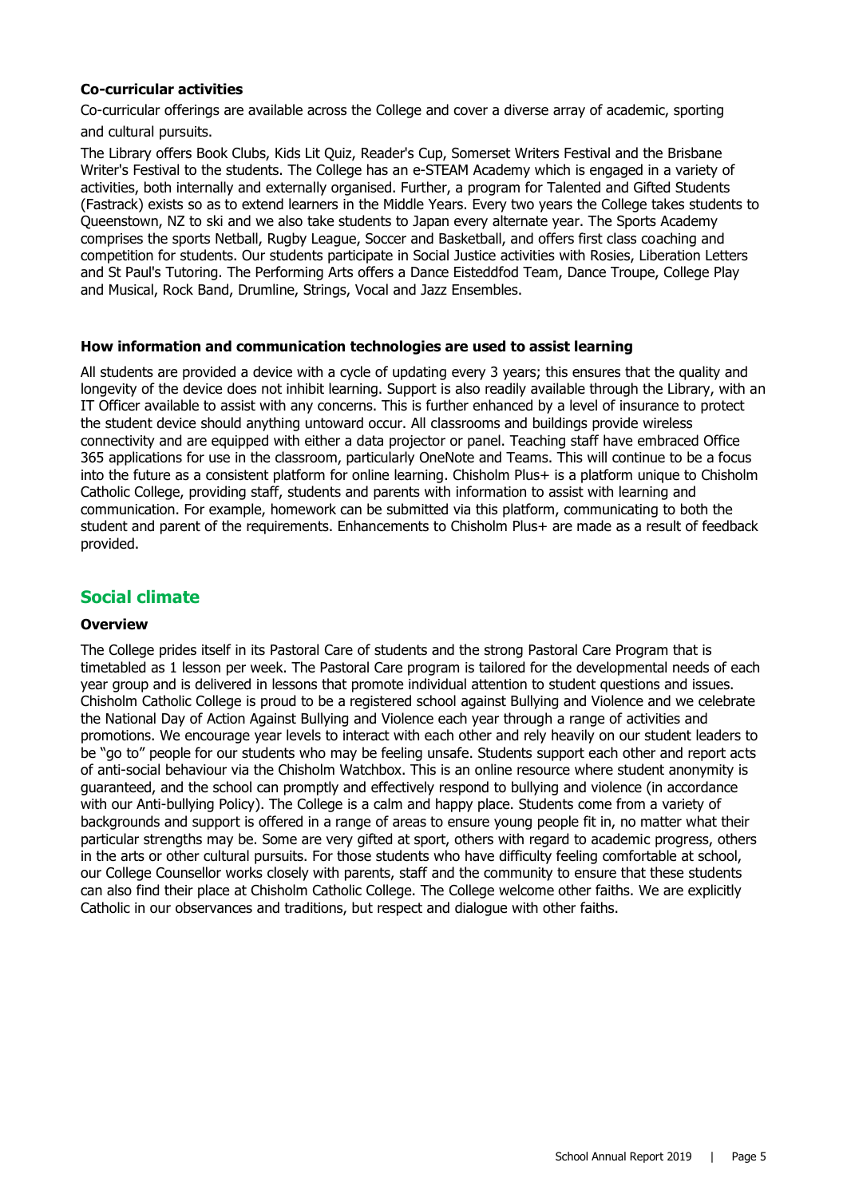### Co-curricular activities

Co-curricular offerings are available across the College and cover a diverse array of academic, sporting and cultural pursuits.

The Library offers Book Clubs, Kids Lit Quiz, Reader's Cup, Somerset Writers Festival and the Brisbane Writer's Festival to the students. The College has an e-STEAM Academy which is engaged in a variety of activities, both internally and externally organised. Further, a program for Talented and Gifted Students (Fastrack) exists so as to extend learners in the Middle Years. Every two years the College takes students to Queenstown, NZ to ski and we also take students to Japan every alternate year. The Sports Academy comprises the sports Netball, Rugby League, Soccer and Basketball, and offers first class coaching and competition for students. Our students participate in Social Justice activities with Rosies, Liberation Letters and St Paul's Tutoring. The Performing Arts offers a Dance Eisteddfod Team, Dance Troupe, College Play and Musical, Rock Band, Drumline, Strings, Vocal and Jazz Ensembles.

### How information and communication technologies are used to assist learning

All students are provided a device with a cycle of updating every 3 years; this ensures that the quality and longevity of the device does not inhibit learning. Support is also readily available through the Library, with an IT Officer available to assist with any concerns. This is further enhanced by a level of insurance to protect the student device should anything untoward occur. All classrooms and buildings provide wireless connectivity and are equipped with either a data projector or panel. Teaching staff have embraced Office 365 applications for use in the classroom, particularly OneNote and Teams. This will continue to be a focus into the future as a consistent platform for online learning. Chisholm Plus+ is a platform unique to Chisholm Catholic College, providing staff, students and parents with information to assist with learning and communication. For example, homework can be submitted via this platform, communicating to both the student and parent of the requirements. Enhancements to Chisholm Plus+ are made as a result of feedback provided.

## Social climate

### Overview

The College prides itself in its Pastoral Care of students and the strong Pastoral Care Program that is timetabled as 1 lesson per week. The Pastoral Care program is tailored for the developmental needs of each year group and is delivered in lessons that promote individual attention to student questions and issues. Chisholm Catholic College is proud to be a registered school against Bullying and Violence and we celebrate the National Day of Action Against Bullying and Violence each year through a range of activities and promotions. We encourage year levels to interact with each other and rely heavily on our student leaders to be "go to" people for our students who may be feeling unsafe. Students support each other and report acts of anti-social behaviour via the Chisholm Watchbox. This is an online resource where student anonymity is guaranteed, and the school can promptly and effectively respond to bullying and violence (in accordance with our Anti-bullying Policy). The College is a calm and happy place. Students come from a variety of backgrounds and support is offered in a range of areas to ensure young people fit in, no matter what their particular strengths may be. Some are very gifted at sport, others with regard to academic progress, others in the arts or other cultural pursuits. For those students who have difficulty feeling comfortable at school, our College Counsellor works closely with parents, staff and the community to ensure that these students can also find their place at Chisholm Catholic College. The College welcome other faiths. We are explicitly Catholic in our observances and traditions, but respect and dialogue with other faiths.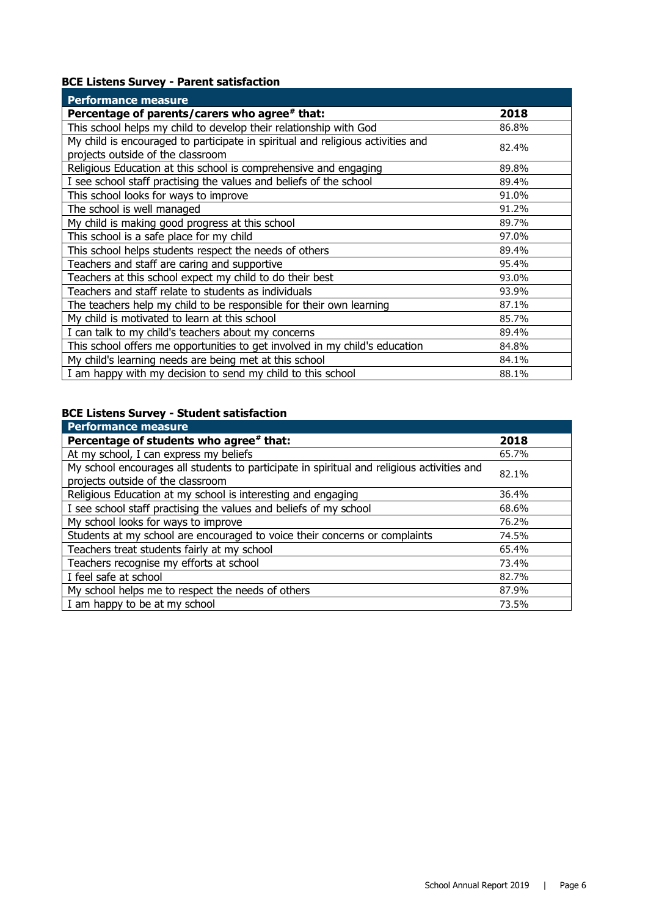### BCE Listens Survey - Parent satisfaction

| Performance measure | |
|---|---|
| **Percentage of parents/carers who agree# that:** | **2018** |
| This school helps my child to develop their relationship with God | 86.8% |
| My child is encouraged to participate in spiritual and religious activities and projects outside of the classroom | 82.4% |
| Religious Education at this school is comprehensive and engaging | 89.8% |
| I see school staff practising the values and beliefs of the school | 89.4% |
| This school looks for ways to improve | 91.0% |
| The school is well managed | 91.2% |
| My child is making good progress at this school | 89.7% |
| This school is a safe place for my child | 97.0% |
| This school helps students respect the needs of others | 89.4% |
| Teachers and staff are caring and supportive | 95.4% |
| Teachers at this school expect my child to do their best | 93.0% |
| Teachers and staff relate to students as individuals | 93.9% |
| The teachers help my child to be responsible for their own learning | 87.1% |
| My child is motivated to learn at this school | 85.7% |
| I can talk to my child's teachers about my concerns | 89.4% |
| This school offers me opportunities to get involved in my child's education | 84.8% |
| My child's learning needs are being met at this school | 84.1% |
| I am happy with my decision to send my child to this school | 88.1% |

### BCE Listens Survey - Student satisfaction

| Performance measure | |
|---|---|
| **Percentage of students who agree# that:** | **2018** |
| At my school, I can express my beliefs | 65.7% |
| My school encourages all students to participate in spiritual and religious activities and projects outside of the classroom | 82.1% |
| Religious Education at my school is interesting and engaging | 36.4% |
| I see school staff practising the values and beliefs of my school | 68.6% |
| My school looks for ways to improve | 76.2% |
| Students at my school are encouraged to voice their concerns or complaints | 74.5% |
| Teachers treat students fairly at my school | 65.4% |
| Teachers recognise my efforts at school | 73.4% |
| I feel safe at school | 82.7% |
| My school helps me to respect the needs of others | 87.9% |
| I am happy to be at my school | 73.5% |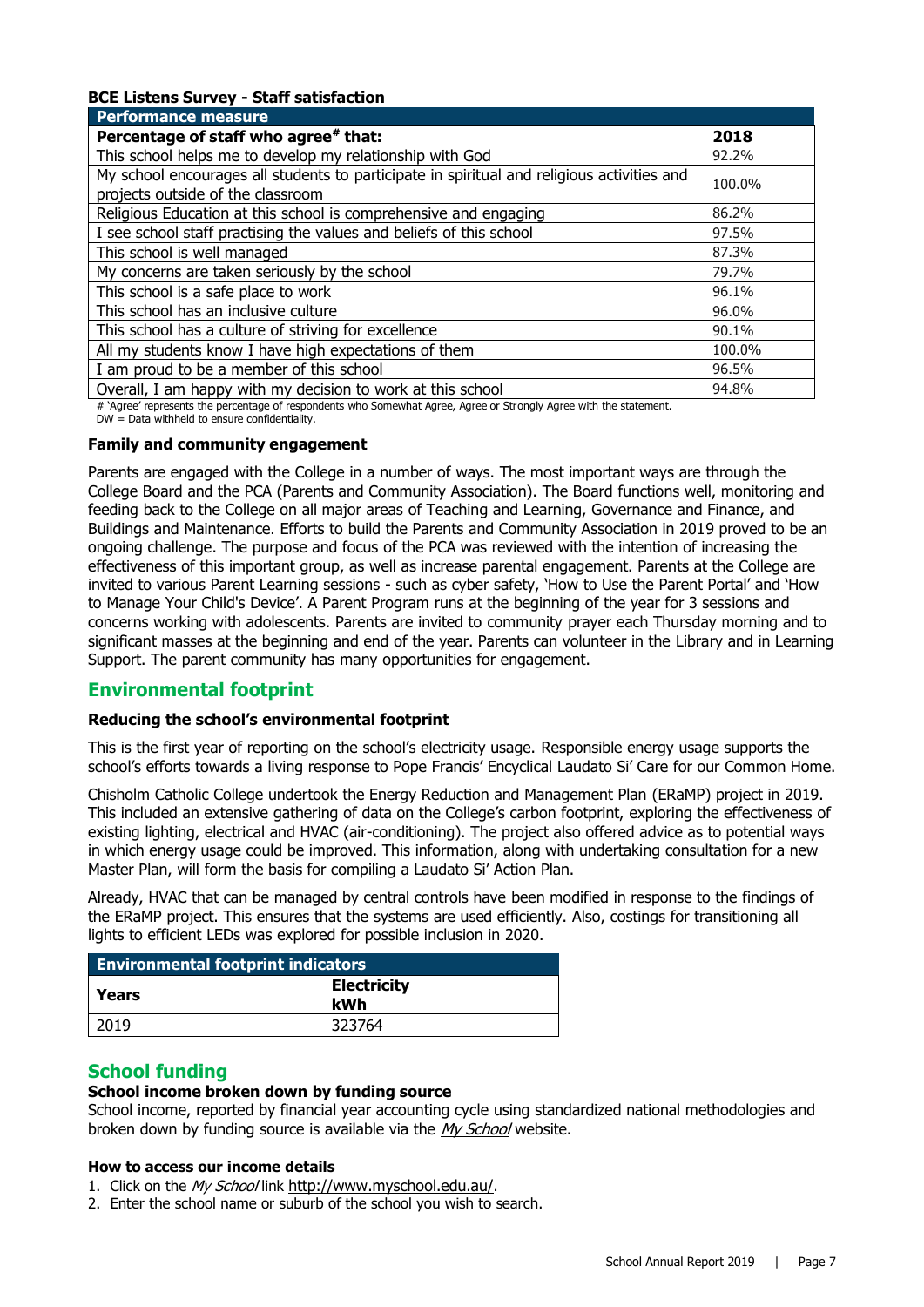**BCE Listens Survey - Staff satisfaction**

| Performance measure | |
|---|---|
| **Percentage of staff who agree# that:** | **2018** |
| This school helps me to develop my relationship with God | 92.2% |
| My school encourages all students to participate in spiritual and religious activities and projects outside of the classroom | 100.0% |
| Religious Education at this school is comprehensive and engaging | 86.2% |
| I see school staff practising the values and beliefs of this school | 97.5% |
| This school is well managed | 87.3% |
| My concerns are taken seriously by the school | 79.7% |
| This school is a safe place to work | 96.1% |
| This school has an inclusive culture | 96.0% |
| This school has a culture of striving for excellence | 90.1% |
| All my students know I have high expectations of them | 100.0% |
| I am proud to be a member of this school | 96.5% |
| Overall, I am happy with my decision to work at this school | 94.8% |

# 'Agree' represents the percentage of respondents who Somewhat Agree, Agree or Strongly Agree with the statement.
DW = Data withheld to ensure confidentiality.

**Family and community engagement**

Parents are engaged with the College in a number of ways. The most important ways are through the College Board and the PCA (Parents and Community Association). The Board functions well, monitoring and feeding back to the College on all major areas of Teaching and Learning, Governance and Finance, and Buildings and Maintenance. Efforts to build the Parents and Community Association in 2019 proved to be an ongoing challenge. The purpose and focus of the PCA was reviewed with the intention of increasing the effectiveness of this important group, as well as increase parental engagement. Parents at the College are invited to various Parent Learning sessions - such as cyber safety, 'How to Use the Parent Portal' and 'How to Manage Your Child's Device'. A Parent Program runs at the beginning of the year for 3 sessions and concerns working with adolescents. Parents are invited to community prayer each Thursday morning and to significant masses at the beginning and end of the year. Parents can volunteer in the Library and in Learning Support. The parent community has many opportunities for engagement.

## Environmental footprint

**Reducing the school's environmental footprint**

This is the first year of reporting on the school's electricity usage. Responsible energy usage supports the school's efforts towards a living response to Pope Francis' Encyclical Laudato Si' Care for our Common Home.

Chisholm Catholic College undertook the Energy Reduction and Management Plan (ERaMP) project in 2019. This included an extensive gathering of data on the College's carbon footprint, exploring the effectiveness of existing lighting, electrical and HVAC (air-conditioning). The project also offered advice as to potential ways in which energy usage could be improved. This information, along with undertaking consultation for a new Master Plan, will form the basis for compiling a Laudato Si' Action Plan.

Already, HVAC that can be managed by central controls have been modified in response to the findings of the ERaMP project. This ensures that the systems are used efficiently. Also, costings for transitioning all lights to efficient LEDs was explored for possible inclusion in 2020.

| Environmental footprint indicators | |
|---|---|
| **Years** | **Electricity kWh** |
| 2019 | 323764 |

## School funding

**School income broken down by funding source**

School income, reported by financial year accounting cycle using standardized national methodologies and broken down by funding source is available via the *My School* website.

**How to access our income details**

1. Click on the *My School* link http://www.myschool.edu.au/.
2. Enter the school name or suburb of the school you wish to search.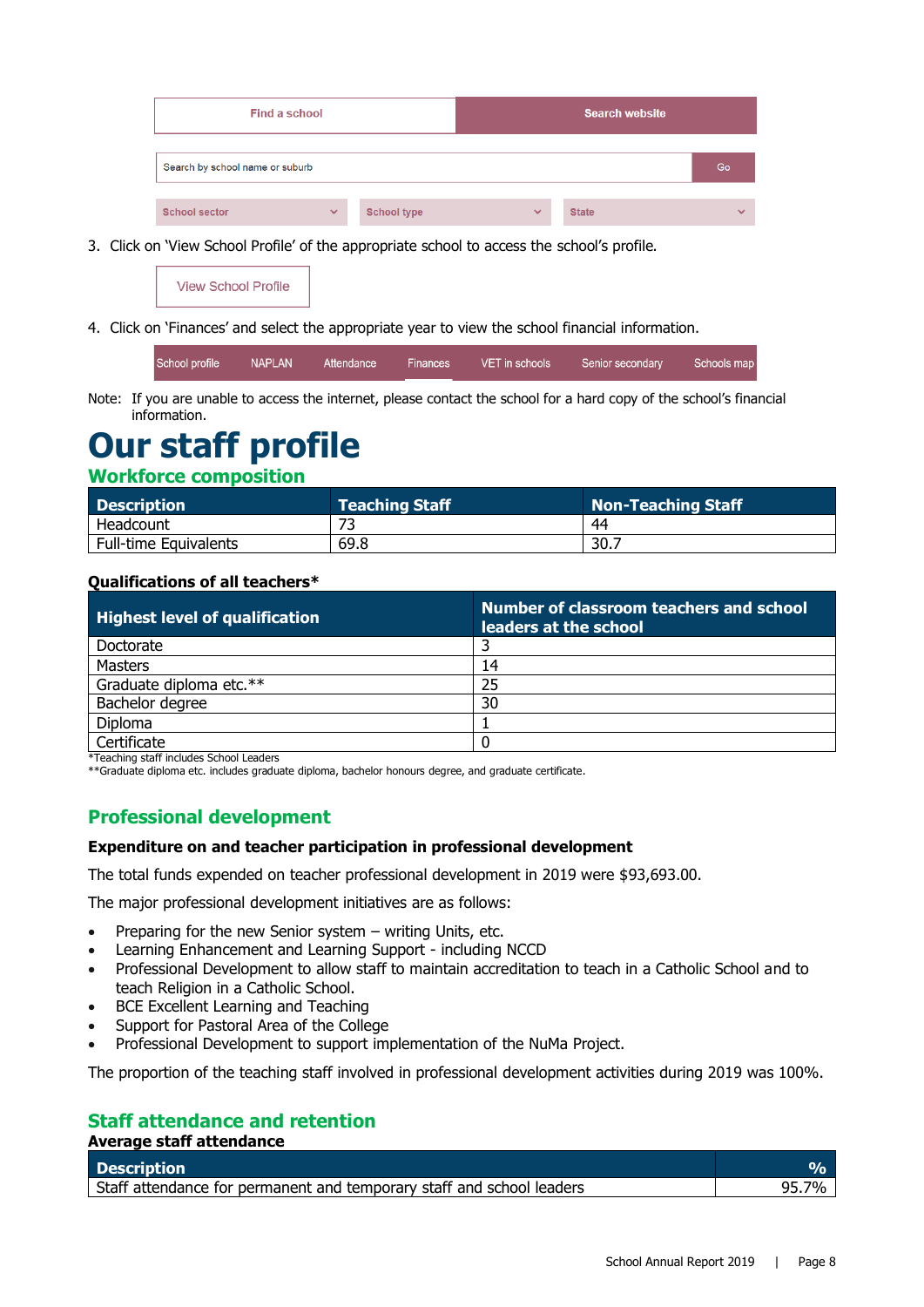Find a school | Search website

Search by school name or suburb | Go

School sector | School type | State

3. Click on 'View School Profile' of the appropriate school to access the school's profile.

View School Profile

4. Click on 'Finances' and select the appropriate year to view the school financial information.

School profile | NAPLAN | Attendance | Finances | VET in schools | Senior secondary | Schools map

Note: If you are unable to access the internet, please contact the school for a hard copy of the school's financial information.

# Our staff profile

## Workforce composition

| Description | Teaching Staff | Non-Teaching Staff |
|---|---|---|
| Headcount | 73 | 44 |
| Full-time Equivalents | 69.8 | 30.7 |

**Qualifications of all teachers***

| Highest level of qualification | Number of classroom teachers and school leaders at the school |
|---|---|
| Doctorate | 3 |
| Masters | 14 |
| Graduate diploma etc.** | 25 |
| Bachelor degree | 30 |
| Diploma | 1 |
| Certificate | 0 |

*Teaching staff includes School Leaders
**Graduate diploma etc. includes graduate diploma, bachelor honours degree, and graduate certificate.

## Professional development

**Expenditure on and teacher participation in professional development**

The total funds expended on teacher professional development in 2019 were $93,693.00.

The major professional development initiatives are as follows:

- Preparing for the new Senior system – writing Units, etc.
- Learning Enhancement and Learning Support - including NCCD
- Professional Development to allow staff to maintain accreditation to teach in a Catholic School and to teach Religion in a Catholic School.
- BCE Excellent Learning and Teaching
- Support for Pastoral Area of the College
- Professional Development to support implementation of the NuMa Project.

The proportion of the teaching staff involved in professional development activities during 2019 was 100%.

## Staff attendance and retention

**Average staff attendance**

| Description | % |
|---|---|
| Staff attendance for permanent and temporary staff and school leaders | 95.7% |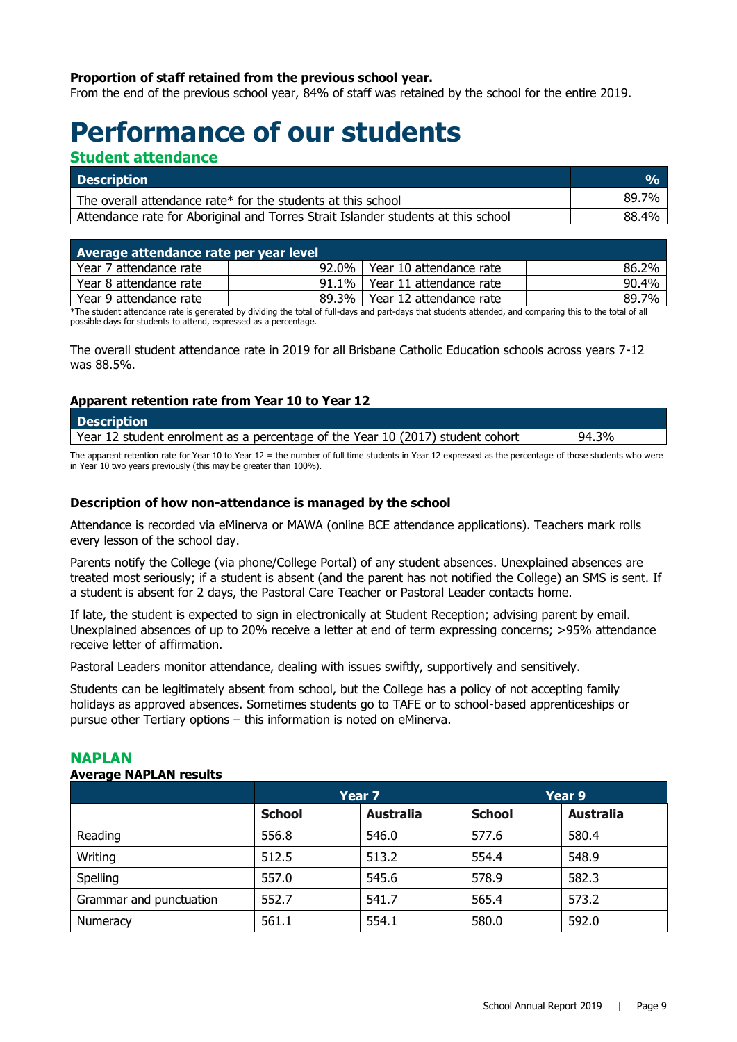**Proportion of staff retained from the previous school year.**

From the end of the previous school year, 84% of staff was retained by the school for the entire 2019.

# Performance of our students

## Student attendance

| Description | % |
|---|---|
| The overall attendance rate* for the students at this school | 89.7% |
| Attendance rate for Aboriginal and Torres Strait Islander students at this school | 88.4% |

| Average attendance rate per year level | | | |
|---|---|---|---|
| Year 7 attendance rate | 92.0% | Year 10 attendance rate | 86.2% |
| Year 8 attendance rate | 91.1% | Year 11 attendance rate | 90.4% |
| Year 9 attendance rate | 89.3% | Year 12 attendance rate | 89.7% |

*The student attendance rate is generated by dividing the total of full-days and part-days that students attended, and comparing this to the total of all possible days for students to attend, expressed as a percentage.

The overall student attendance rate in 2019 for all Brisbane Catholic Education schools across years 7-12 was 88.5%.

### Apparent retention rate from Year 10 to Year 12

| Description | |
|---|---|
| Year 12 student enrolment as a percentage of the Year 10 (2017) student cohort | 94.3% |

The apparent retention rate for Year 10 to Year 12 = the number of full time students in Year 12 expressed as the percentage of those students who were in Year 10 two years previously (this may be greater than 100%).

### Description of how non-attendance is managed by the school

Attendance is recorded via eMinerva or MAWA (online BCE attendance applications). Teachers mark rolls every lesson of the school day.

Parents notify the College (via phone/College Portal) of any student absences. Unexplained absences are treated most seriously; if a student is absent (and the parent has not notified the College) an SMS is sent. If a student is absent for 2 days, the Pastoral Care Teacher or Pastoral Leader contacts home.

If late, the student is expected to sign in electronically at Student Reception; advising parent by email. Unexplained absences of up to 20% receive a letter at end of term expressing concerns; >95% attendance receive letter of affirmation.

Pastoral Leaders monitor attendance, dealing with issues swiftly, supportively and sensitively.

Students can be legitimately absent from school, but the College has a policy of not accepting family holidays as approved absences. Sometimes students go to TAFE or to school-based apprenticeships or pursue other Tertiary options – this information is noted on eMinerva.

## NAPLAN

### Average NAPLAN results

| | Year 7 | | Year 9 | |
|---|---|---|---|---|
| | School | Australia | School | Australia |
| Reading | 556.8 | 546.0 | 577.6 | 580.4 |
| Writing | 512.5 | 513.2 | 554.4 | 548.9 |
| Spelling | 557.0 | 545.6 | 578.9 | 582.3 |
| Grammar and punctuation | 552.7 | 541.7 | 565.4 | 573.2 |
| Numeracy | 561.1 | 554.1 | 580.0 | 592.0 |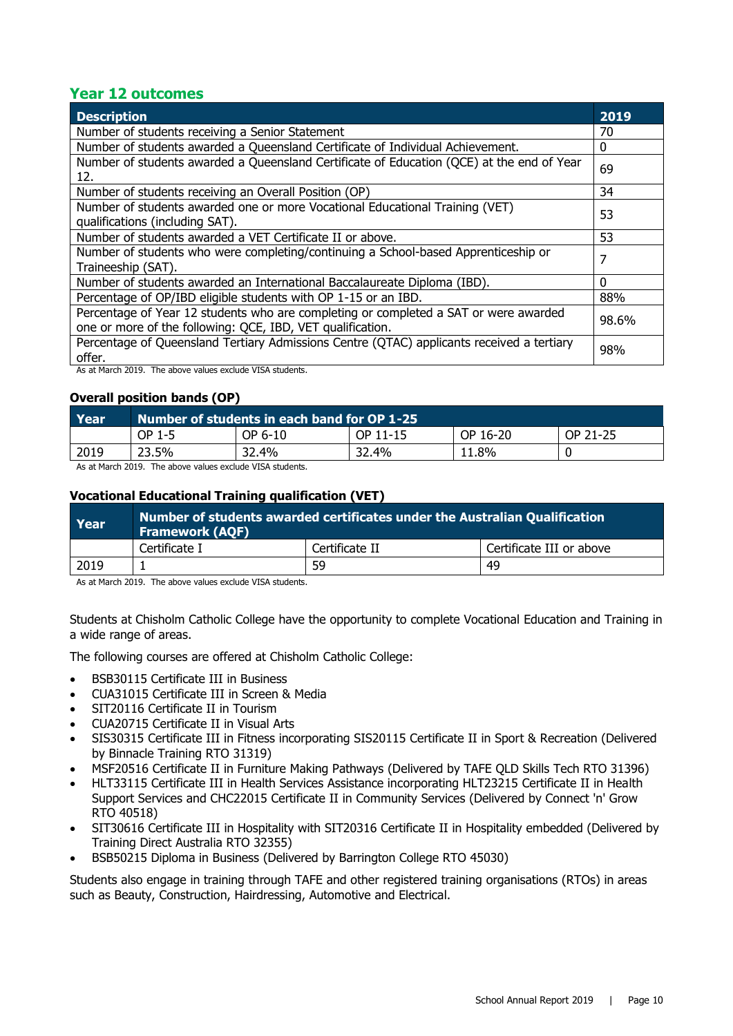## Year 12 outcomes

| Description | 2019 |
|---|---|
| Number of students receiving a Senior Statement | 70 |
| Number of students awarded a Queensland Certificate of Individual Achievement. | 0 |
| Number of students awarded a Queensland Certificate of Education (QCE) at the end of Year 12. | 69 |
| Number of students receiving an Overall Position (OP) | 34 |
| Number of students awarded one or more Vocational Educational Training (VET) qualifications (including SAT). | 53 |
| Number of students awarded a VET Certificate II or above. | 53 |
| Number of students who were completing/continuing a School-based Apprenticeship or Traineeship (SAT). | 7 |
| Number of students awarded an International Baccalaureate Diploma (IBD). | 0 |
| Percentage of OP/IBD eligible students with OP 1-15 or an IBD. | 88% |
| Percentage of Year 12 students who are completing or completed a SAT or were awarded one or more of the following: QCE, IBD, VET qualification. | 98.6% |
| Percentage of Queensland Tertiary Admissions Centre (QTAC) applicants received a tertiary offer. | 98% |

As at March 2019. The above values exclude VISA students.

### Overall position bands (OP)

| Year | Number of students in each band for OP 1-25 | | | | |
|---|---|---|---|---|---|
| | OP 1-5 | OP 6-10 | OP 11-15 | OP 16-20 | OP 21-25 |
| 2019 | 23.5% | 32.4% | 32.4% | 11.8% | 0 |

As at March 2019. The above values exclude VISA students.

### Vocational Educational Training qualification (VET)

| Year | Number of students awarded certificates under the Australian Qualification Framework (AQF) | | |
|---|---|---|---|
| | Certificate I | Certificate II | Certificate III or above |
| 2019 | 1 | 59 | 49 |

As at March 2019. The above values exclude VISA students.

Students at Chisholm Catholic College have the opportunity to complete Vocational Education and Training in a wide range of areas.

The following courses are offered at Chisholm Catholic College:

- BSB30115 Certificate III in Business
- CUA31015 Certificate III in Screen & Media
- SIT20116 Certificate II in Tourism
- CUA20715 Certificate II in Visual Arts
- SIS30315 Certificate III in Fitness incorporating SIS20115 Certificate II in Sport & Recreation (Delivered by Binnacle Training RTO 31319)
- MSF20516 Certificate II in Furniture Making Pathways (Delivered by TAFE QLD Skills Tech RTO 31396)
- HLT33115 Certificate III in Health Services Assistance incorporating HLT23215 Certificate II in Health Support Services and CHC22015 Certificate II in Community Services (Delivered by Connect 'n' Grow RTO 40518)
- SIT30616 Certificate III in Hospitality with SIT20316 Certificate II in Hospitality embedded (Delivered by Training Direct Australia RTO 32355)
- BSB50215 Diploma in Business (Delivered by Barrington College RTO 45030)

Students also engage in training through TAFE and other registered training organisations (RTOs) in areas such as Beauty, Construction, Hairdressing, Automotive and Electrical.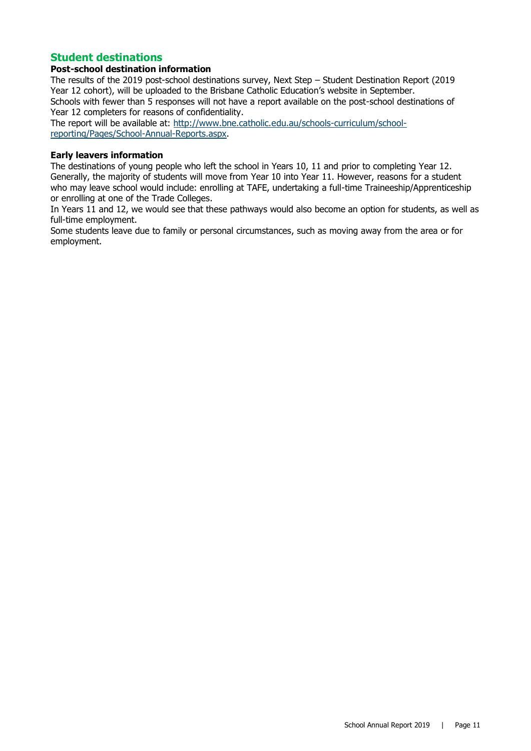## Student destinations

### Post-school destination information

The results of the 2019 post-school destinations survey, Next Step – Student Destination Report (2019 Year 12 cohort), will be uploaded to the Brisbane Catholic Education's website in September.
Schools with fewer than 5 responses will not have a report available on the post-school destinations of Year 12 completers for reasons of confidentiality.
The report will be available at: [http://www.bne.catholic.edu.au/schools-curriculum/school-reporting/Pages/School-Annual-Reports.aspx](http://www.bne.catholic.edu.au/schools-curriculum/school-reporting/Pages/School-Annual-Reports.aspx).

### Early leavers information

The destinations of young people who left the school in Years 10, 11 and prior to completing Year 12.
Generally, the majority of students will move from Year 10 into Year 11. However, reasons for a student who may leave school would include: enrolling at TAFE, undertaking a full-time Traineeship/Apprenticeship or enrolling at one of the Trade Colleges.
In Years 11 and 12, we would see that these pathways would also become an option for students, as well as full-time employment.
Some students leave due to family or personal circumstances, such as moving away from the area or for employment.